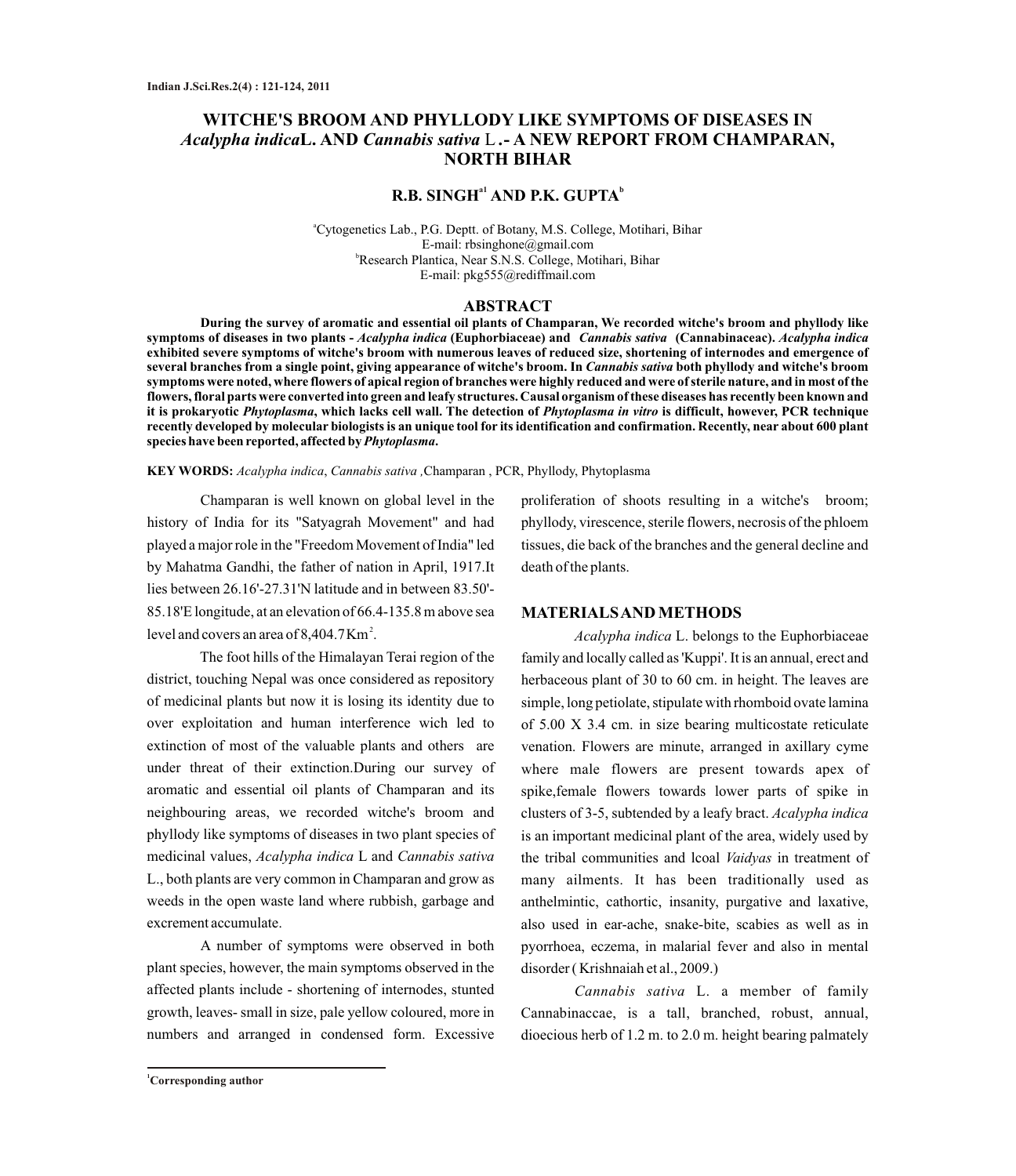# WITCHE'S BROOM AND PHYLLODY LIKE SYMPTOMS OF DISEASES IN *Acalypha indica*L. AND *Cannabis sativa* L.- A NEW REPORT FROM CHAMPARAN, NORTH BIHAR

**R.B. SINGH[a1] AND P.K. GUPTA[b]**

[a]Cytogenetics Lab., P.G. Deptt. of Botany, M.S. College, Motihari, Bihar
E-mail: rbsinghone@gmail.com
[b]Research Plantica, Near S.N.S. College, Motihari, Bihar
E-mail: pkg555@rediffmail.com

## ABSTRACT

**During the survey of aromatic and essential oil plants of Champaran, We recorded witche's broom and phyllody like symptoms of diseases in two plants - *Acalypha indica* (Euphorbiaceae) and *Cannabis sativa* (Cannabinaceac). *Acalypha indica* exhibited severe symptoms of witche's broom with numerous leaves of reduced size, shortening of internodes and emergence of several branches from a single point, giving appearance of witche's broom. In *Cannabis sativa* both phyllody and witche's broom symptoms were noted, where flowers of apical region of branches were highly reduced and were of sterile nature, and in most of the flowers, floral parts were converted into green and leafy structures. Causal organism of these diseases has recently been known and it is prokaryotic *Phytoplasma*, which lacks cell wall. The detection of *Phytoplasma in vitro* is difficult, however, PCR technique recently developed by molecular biologists is an unique tool for its identification and confirmation. Recently, near about 600 plant species have been reported, affected by *Phytoplasma*.**

**KEY WORDS:** *Acalypha indica*, *Cannabis sativa* ,Champaran , PCR, Phyllody, Phytoplasma

Champaran is well known on global level in the history of India for its "Satyagrah Movement" and had played a major role in the "Freedom Movement of India" led by Mahatma Gandhi, the father of nation in April, 1917.It lies between 26.16'-27.31'N latitude and in between 83.50'-85.18'E longitude, at an elevation of 66.4-135.8 m above sea level and covers an area of 8,404.7 $Km^2$.

The foot hills of the Himalayan Terai region of the district, touching Nepal was once considered as repository of medicinal plants but now it is losing its identity due to over exploitation and human interference wich led to extinction of most of the valuable plants and others are under threat of their extinction.During our survey of aromatic and essential oil plants of Champaran and its neighbouring areas, we recorded witche's broom and phyllody like symptoms of diseases in two plant species of medicinal values, *Acalypha indica* L and *Cannabis sativa* L., both plants are very common in Champaran and grow as weeds in the open waste land where rubbish, garbage and excrement accumulate.

A number of symptoms were observed in both plant species, however, the main symptoms observed in the affected plants include - shortening of internodes, stunted growth, leaves- small in size, pale yellow coloured, more in numbers and arranged in condensed form. Excessive proliferation of shoots resulting in a witche's broom; phyllody, virescence, sterile flowers, necrosis of the phloem tissues, die back of the branches and the general decline and death of the plants.

## MATERIALS AND METHODS

*Acalypha indica* L. belongs to the Euphorbiaceae family and locally called as 'Kuppi'. It is an annual, erect and herbaceous plant of 30 to 60 cm. in height. The leaves are simple, long petiolate, stipulate with rhomboid ovate lamina of 5.00 X 3.4 cm. in size bearing multicostate reticulate venation. Flowers are minute, arranged in axillary cyme where male flowers are present towards apex of spike,female flowers towards lower parts of spike in clusters of 3-5, subtended by a leafy bract. *Acalypha indica* is an important medicinal plant of the area, widely used by the tribal communities and lcoal *Vaidyas* in treatment of many ailments. It has been traditionally used as anthelmintic, cathortic, insanity, purgative and laxative, also used in ear-ache, snake-bite, scabies as well as in pyorrhoea, eczema, in malarial fever and also in mental disorder ( Krishnaiah et al., 2009.)

*Cannabis sativa* L. a member of family Cannabinaccae, is a tall, branched, robust, annual, dioecious herb of 1.2 m. to 2.0 m. height bearing palmately

[1]Corresponding author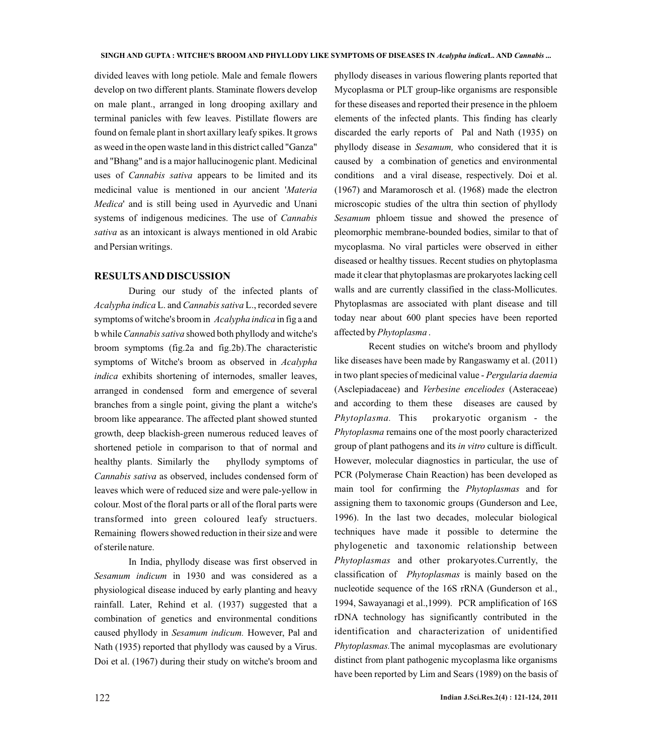divided leaves with long petiole. Male and female flowers develop on two different plants. Staminate flowers develop on male plant., arranged in long drooping axillary and terminal panicles with few leaves. Pistillate flowers are found on female plant in short axillary leafy spikes. It grows as weed in the open waste land in this district called "Ganza" and "Bhang" and is a major hallucinogenic plant. Medicinal uses of *Cannabis sativa* appears to be limited and its medicinal value is mentioned in our ancient '*Materia Medica*' and is still being used in Ayurvedic and Unani systems of indigenous medicines. The use of *Cannabis sativa* as an intoxicant is always mentioned in old Arabic and Persian writings.

## RESULTS AND DISCUSSION

During our study of the infected plants of *Acalypha indica* L. and *Cannabis sativa* L., recorded severe symptoms of witche's broom in *Acalypha indica* in fig a and b while *Cannabis sativa* showed both phyllody and witche's broom symptoms (fig.2a and fig.2b).The characteristic symptoms of Witche's broom as observed in *Acalypha indica* exhibits shortening of internodes, smaller leaves, arranged in condensed form and emergence of several branches from a single point, giving the plant a witche's broom like appearance. The affected plant showed stunted growth, deep blackish-green numerous reduced leaves of shortened petiole in comparison to that of normal and healthy plants. Similarly the phyllody symptoms of *Cannabis sativa* as observed, includes condensed form of leaves which were of reduced size and were pale-yellow in colour. Most of the floral parts or all of the floral parts were transformed into green coloured leafy structuers. Remaining flowers showed reduction in their size and were of sterile nature.

In India, phyllody disease was first observed in *Sesamum indicum* in 1930 and was considered as a physiological disease induced by early planting and heavy rainfall. Later, Rehind et al. (1937) suggested that a combination of genetics and environmental conditions caused phyllody in *Sesamum indicum.* However, Pal and Nath (1935) reported that phyllody was caused by a Virus. Doi et al. (1967) during their study on witche's broom and phyllody diseases in various flowering plants reported that Mycoplasma or PLT group-like organisms are responsible for these diseases and reported their presence in the phloem elements of the infected plants. This finding has clearly discarded the early reports of Pal and Nath (1935) on phyllody disease in *Sesamum,* who considered that it is caused by a combination of genetics and environmental conditions and a viral disease, respectively. Doi et al. (1967) and Maramorosch et al. (1968) made the electron microscopic studies of the ultra thin section of phyllody *Sesamum* phloem tissue and showed the presence of pleomorphic membrane-bounded bodies, similar to that of mycoplasma. No viral particles were observed in either diseased or healthy tissues. Recent studies on phytoplasma made it clear that phytoplasmas are prokaryotes lacking cell walls and are currently classified in the class-Mollicutes. Phytoplasmas are associated with plant disease and till today near about 600 plant species have been reported affected by *Phytoplasma* .

Recent studies on witche's broom and phyllody like diseases have been made by Rangaswamy et al. (2011) in two plant species of medicinal value - *Pergularia daemia* (Asclepiadaceae) and *Verbesine enceliodes* (Asteraceae) and according to them these diseases are caused by *Phytoplasma.* This prokaryotic organism - the *Phytoplasma* remains one of the most poorly characterized group of plant pathogens and its *in vitro* culture is difficult. However, molecular diagnostics in particular, the use of PCR (Polymerase Chain Reaction) has been developed as main tool for confirming the *Phytoplasmas* and for assigning them to taxonomic groups (Gunderson and Lee, 1996). In the last two decades, molecular biological techniques have made it possible to determine the phylogenetic and taxonomic relationship between *Phytoplasmas* and other prokaryotes.Currently, the classification of *Phytoplasmas* is mainly based on the nucleotide sequence of the 16S rRNA (Gunderson et al., 1994, Sawayanagi et al.,1999). PCR amplification of 16S rDNA technology has significantly contributed in the identification and characterization of unidentified *Phytoplasmas.*The animal mycoplasmas are evolutionary distinct from plant pathogenic mycoplasma like organisms have been reported by Lim and Sears (1989) on the basis of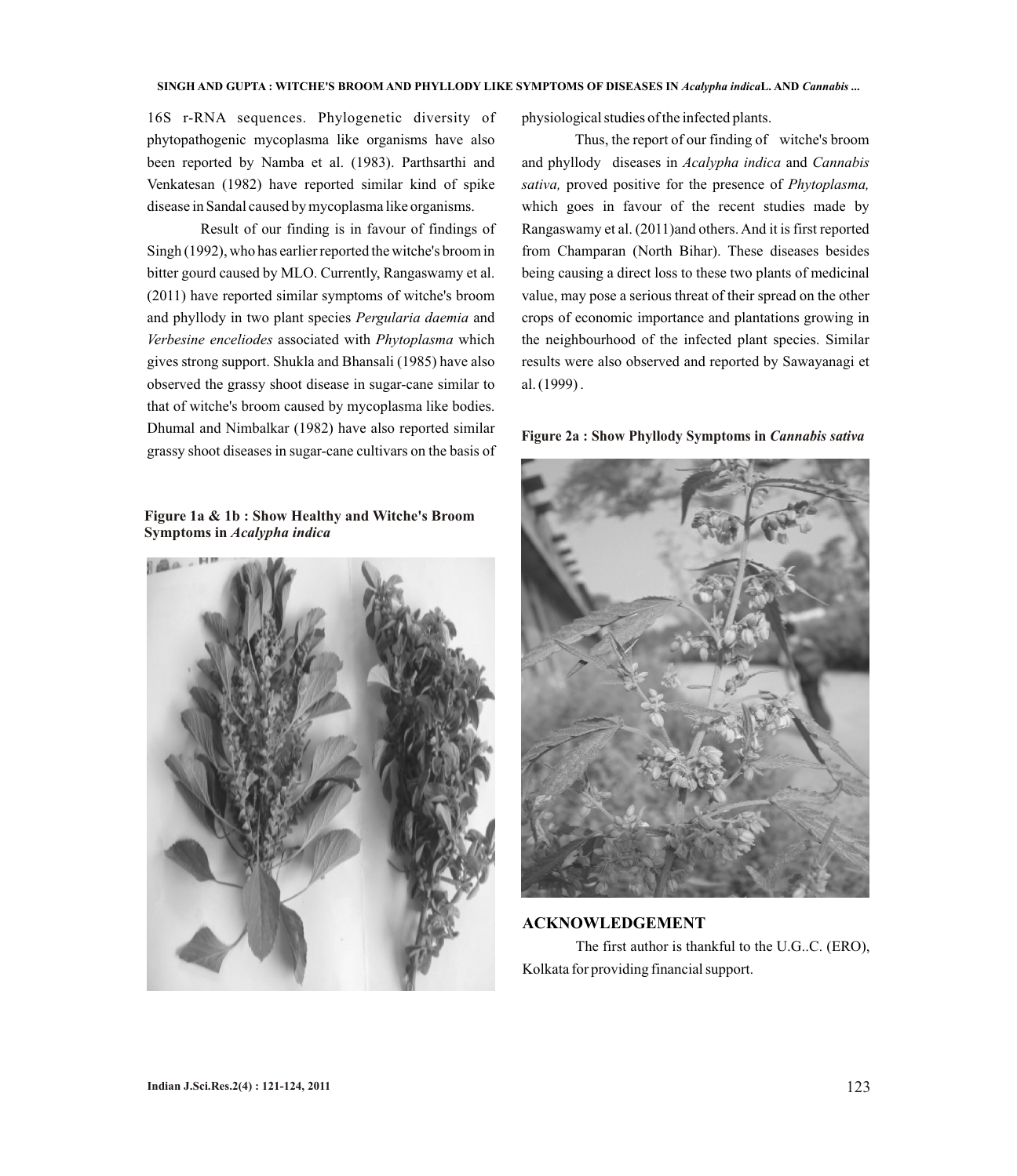16S r-RNA sequences. Phylogenetic diversity of phytopathogenic mycoplasma like organisms have also been reported by Namba et al. (1983). Parthsarthi and Venkatesan (1982) have reported similar kind of spike disease in Sandal caused by mycoplasma like organisms.

Result of our finding is in favour of findings of Singh (1992), who has earlier reported the witche's broom in bitter gourd caused by MLO. Currently, Rangaswamy et al. (2011) have reported similar symptoms of witche's broom and phyllody in two plant species *Pergularia daemia* and *Verbesine enceliodes* associated with *Phytoplasma* which gives strong support. Shukla and Bhansali (1985) have also observed the grassy shoot disease in sugar-cane similar to that of witche's broom caused by mycoplasma like bodies. Dhumal and Nimbalkar (1982) have also reported similar grassy shoot diseases in sugar-cane cultivars on the basis of physiological studies of the infected plants.

**Figure 1a & 1b : Show Healthy and Witche's Broom Symptoms in *Acalypha indica***

Thus, the report of our finding of witche's broom and phyllody diseases in *Acalypha indica* and *Cannabis sativa,* proved positive for the presence of *Phytoplasma,* which goes in favour of the recent studies made by Rangaswamy et al. (2011)and others. And it is first reported from Champaran (North Bihar). These diseases besides being causing a direct loss to these two plants of medicinal value, may pose a serious threat of their spread on the other crops of economic importance and plantations growing in the neighbourhood of the infected plant species. Similar results were also observed and reported by Sawayanagi et al. (1999) .

**Figure 2a : Show Phyllody Symptoms in *Cannabis sativa***

## ACKNOWLEDGEMENT

The first author is thankful to the U.G..C. (ERO), Kolkata for providing financial support.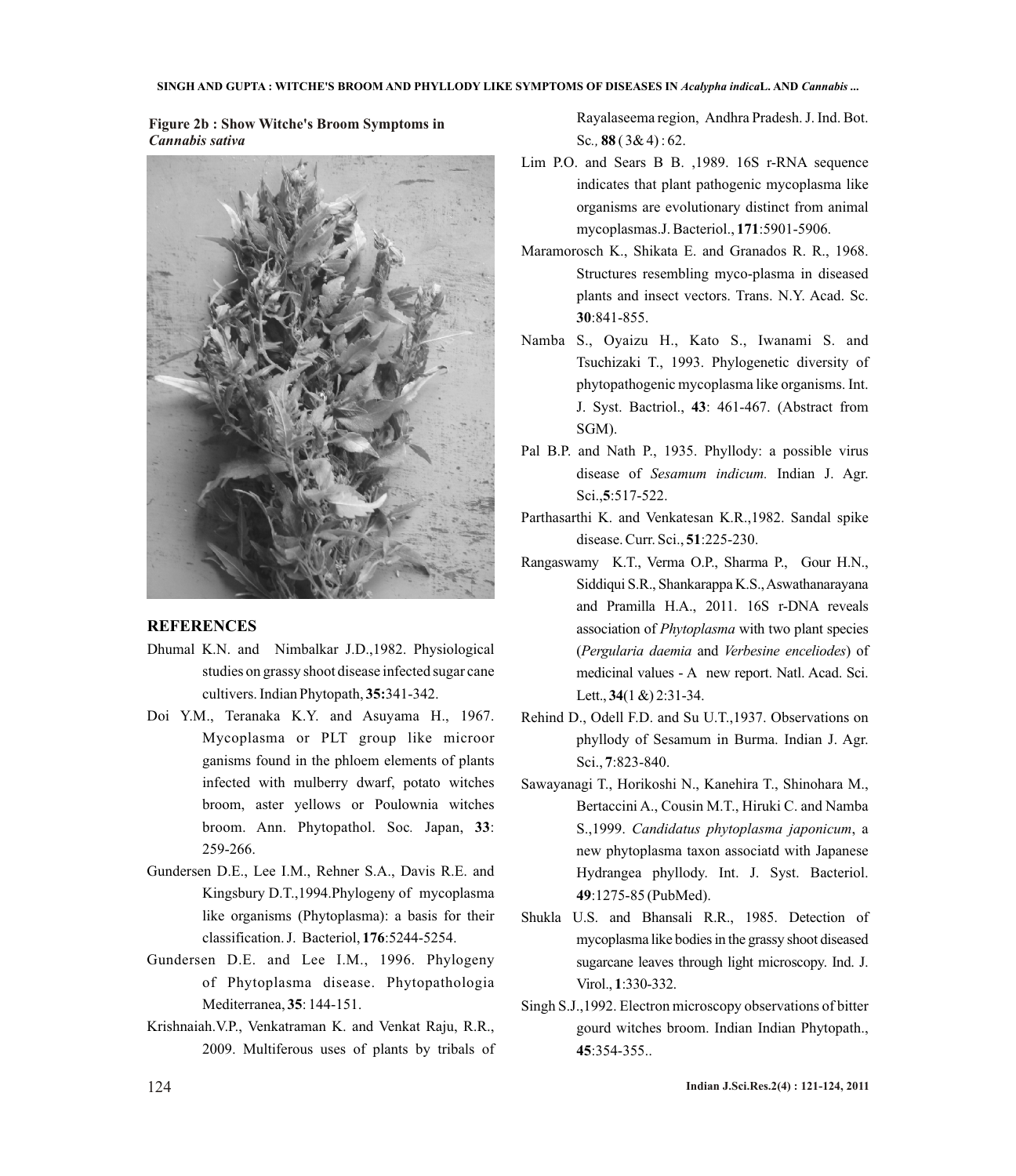**Figure 2b : Show Witche's Broom Symptoms in *Cannabis sativa***

## REFERENCES

Dhumal K.N. and Nimbalkar J.D.,1982. Physiological studies on grassy shoot disease infected sugar cane cultivers. Indian Phytopath, **35:**341-342.

Doi Y.M., Teranaka K.Y. and Asuyama H., 1967. Mycoplasma or PLT group like microor ganisms found in the phloem elements of plants infected with mulberry dwarf, potato witches broom, aster yellows or Poulownia witches broom. Ann. Phytopathol. Soc. Japan, **33**: 259-266.

Gundersen D.E., Lee I.M., Rehner S.A., Davis R.E. and Kingsbury D.T.,1994.Phylogeny of mycoplasma like organisms (Phytoplasma): a basis for their classification. J. Bacteriol, **176**:5244-5254.

Gundersen D.E. and Lee I.M., 1996. Phylogeny of Phytoplasma disease. Phytopathologia Mediterranea, **35**: 144-151.

Krishnaiah.V.P., Venkatraman K. and Venkat Raju, R.R., 2009. Multiferous uses of plants by tribals of Rayalaseema region, Andhra Pradesh. J. Ind. Bot. Sc., **88** (3& 4) : 62.

Lim P.O. and Sears B B. ,1989. 16S r-RNA sequence indicates that plant pathogenic mycoplasma like organisms are evolutionary distinct from animal mycoplasmas.J. Bacteriol., **171**:5901-5906.

Maramorosch K., Shikata E. and Granados R. R., 1968. Structures resembling myco-plasma in diseased plants and insect vectors. Trans. N.Y. Acad. Sc. **30**:841-855.

Namba S., Oyaizu H., Kato S., Iwanami S. and Tsuchizaki T., 1993. Phylogenetic diversity of phytopathogenic mycoplasma like organisms. Int. J. Syst. Bactriol., **43**: 461-467. (Abstract from SGM).

Pal B.P. and Nath P., 1935. Phyllody: a possible virus disease of *Sesamum indicum.* Indian J. Agr. Sci.,**5**:517-522.

Parthasarthi K. and Venkatesan K.R.,1982. Sandal spike disease. Curr. Sci., **51**:225-230.

Rangaswamy K.T., Verma O.P., Sharma P., Gour H.N., Siddiqui S.R., Shankarappa K.S., Aswathanarayana and Pramilla H.A., 2011. 16S r-DNA reveals association of *Phytoplasma* with two plant species (*Pergularia daemia* and *Verbesine enceliodes*) of medicinal values - A new report. Natl. Acad. Sci. Lett., **34**(1 &) 2:31-34.

Rehind D., Odell F.D. and Su U.T.,1937. Observations on phyllody of Sesamum in Burma. Indian J. Agr. Sci., **7**:823-840.

Sawayanagi T., Horikoshi N., Kanehira T., Shinohara M., Bertaccini A., Cousin M.T., Hiruki C. and Namba S.,1999. *Candidatus phytoplasma japonicum*, a new phytoplasma taxon associatd with Japanese Hydrangea phyllody. Int. J. Syst. Bacteriol. **49**:1275-85 (PubMed).

Shukla U.S. and Bhansali R.R., 1985. Detection of mycoplasma like bodies in the grassy shoot diseased sugarcane leaves through light microscopy. Ind. J. Virol., **1**:330-332.

Singh S.J.,1992. Electron microscopy observations of bitter gourd witches broom. Indian Indian Phytopath., **45**:354-355..